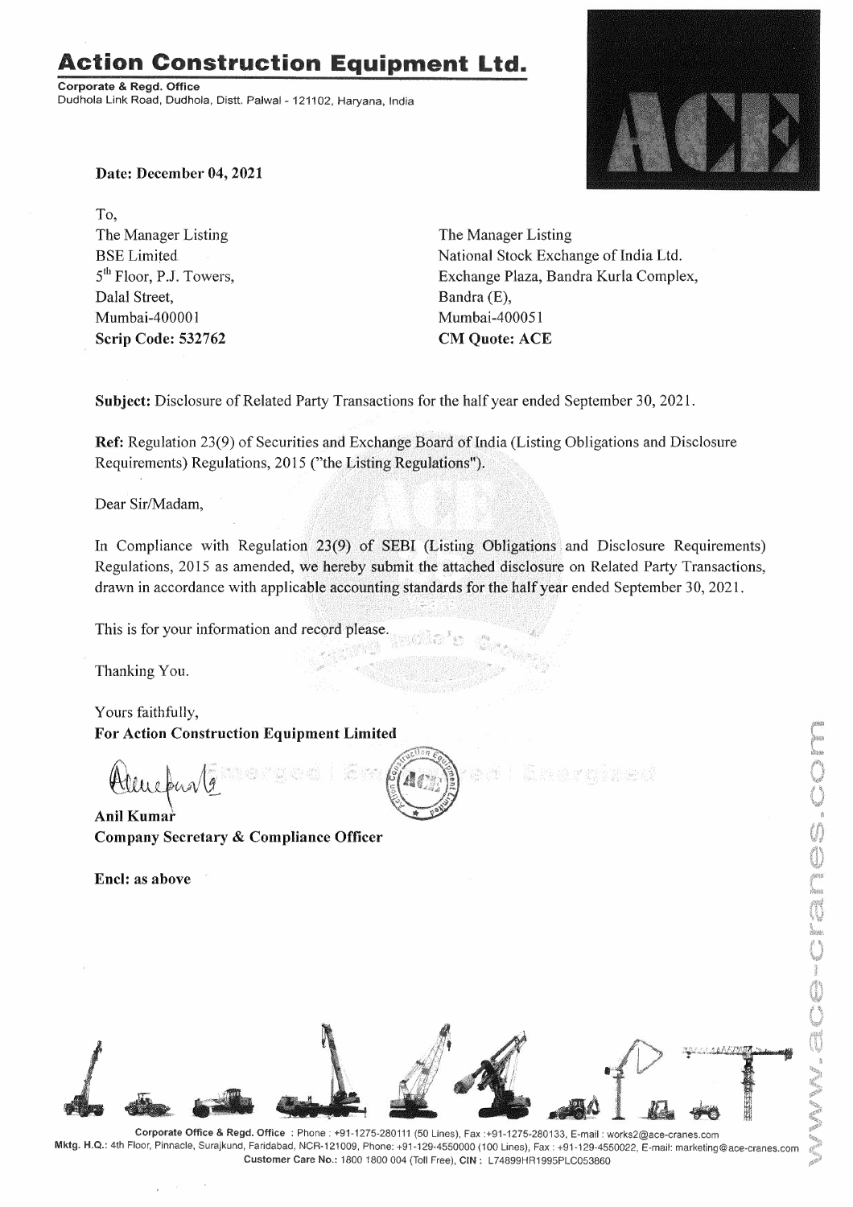# Action Construction Equipment Ltd.

**Corporate & Regd. Office**
Dudhola Link Road, Dudhola, Distt. Palwal - 121102, Haryana, India

**Date: December 04, 2021**

To,

| | |
|---|---|
| The Manager Listing | The Manager Listing |
| BSE Limited | National Stock Exchange of India Ltd. |
| 5th Floor, P.J. Towers, | Exchange Plaza, Bandra Kurla Complex, |
| Dalal Street, | Bandra (E), |
| Mumbai-400001 | Mumbai-400051 |
| **Scrip Code: 532762** | **CM Quote: ACE** |

**Subject:** Disclosure of Related Party Transactions for the half year ended September 30, 2021.

**Ref:** Regulation 23(9) of Securities and Exchange Board of India (Listing Obligations and Disclosure Requirements) Regulations, 2015 ("the Listing Regulations").

Dear Sir/Madam,

In Compliance with Regulation 23(9) of SEBI (Listing Obligations and Disclosure Requirements) Regulations, 2015 as amended, we hereby submit the attached disclosure on Related Party Transactions, drawn in accordance with applicable accounting standards for the half year ended September 30, 2021.

This is for your information and record please.

Thanking You.

Yours faithfully,
**For Action Construction Equipment Limited**

**Anil Kumar**
**Company Secretary & Compliance Officer**

**Encl: as above**

**Corporate Office & Regd. Office** : Phone : +91-1275-280111 (50 Lines), Fax :+91-1275-280133, E-mail : works2@ace-cranes.com
**Mktg. H.Q.:** 4th Floor, Pinnacle, Surajkund, Faridabad, NCR-121009, Phone: +91-129-4550000 (100 Lines), Fax : +91-129-4550022, E-mail: marketing@ace-cranes.com
**Customer Care No.:** 1800 1800 004 (Toll Free), **CIN :** L74899HR1995PLC053860

www.ace-cranes.com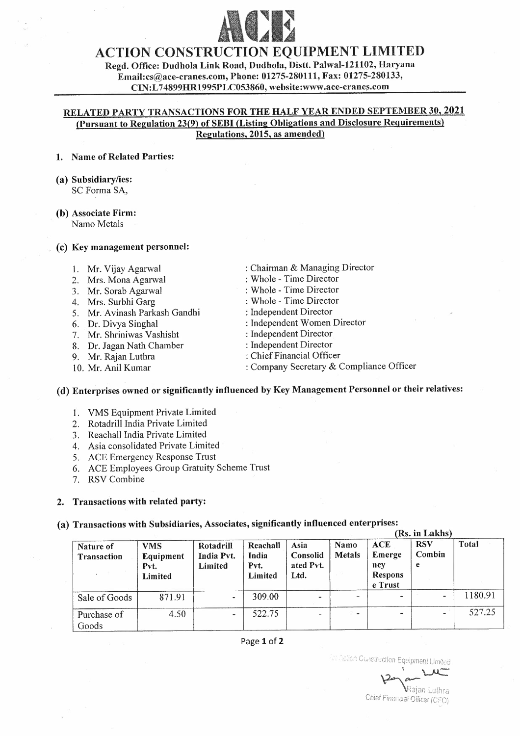# ACTION CONSTRUCTION EQUIPMENT LIMITED

**Regd. Office: Dudhola Link Road, Dudhola, Distt. Palwal-121102, Haryana**
**Email:cs@ace-cranes.com, Phone: 01275-280111, Fax: 01275-280133,**
**CIN:L74899HR1995PLC053860, website:www.ace-cranes.com**

## RELATED PARTY TRANSACTIONS FOR THE HALF YEAR ENDED SEPTEMBER 30, 2021
### (Pursuant to Regulation 23(9) of SEBI (Listing Obligations and Disclosure Requirements) Regulations, 2015, as amended)

**1. Name of Related Parties:**

**(a) Subsidiary/ies:**
SC Forma SA,

**(b) Associate Firm:**
Namo Metals

**(c) Key management personnel:**

| | | |
|---|---|---|
| 1. | Mr. Vijay Agarwal | : Chairman & Managing Director |
| 2. | Mrs. Mona Agarwal | : Whole - Time Director |
| 3. | Mr. Sorab Agarwal | : Whole - Time Director |
| 4. | Mrs. Surbhi Garg | : Whole - Time Director |
| 5. | Mr. Avinash Parkash Gandhi | : Independent Director |
| 6. | Dr. Divya Singhal | : Independent Women Director |
| 7. | Mr. Shriniwas Vashisht | : Independent Director |
| 8. | Dr. Jagan Nath Chamber | : Independent Director |
| 9. | Mr. Rajan Luthra | : Chief Financial Officer |
| 10. | Mr. Anil Kumar | : Company Secretary & Compliance Officer |

**(d) Enterprises owned or significantly influenced by Key Management Personnel or their relatives:**

1. VMS Equipment Private Limited
2. Rotadrill India Private Limited
3. Reachall India Private Limited
4. Asia consolidated Private Limited
5. ACE Emergency Response Trust
6. ACE Employees Group Gratuity Scheme Trust
7. RSV Combine

**2. Transactions with related party:**

**(a) Transactions with Subsidiaries, Associates, significantly influenced enterprises:**

(Rs. in Lakhs)

| Nature of Transaction | VMS Equipment Pvt. Limited | Rotadrill India Pvt. Limited | Reachall India Pvt. Limited | Asia Consolidated Pvt. Ltd. | Namo Metals | ACE Emergency Response Trust | RSV Combine | Total |
|---|---|---|---|---|---|---|---|---|
| Sale of Goods | 871.91 | - | 309.00 | - | - | - | - | 1180.91 |
| Purchase of Goods | 4.50 | - | 522.75 | - | - | - | - | 527.25 |

For Action Construction Equipment Limited
Rajan Luthra
Chief Financial Officer (CFO)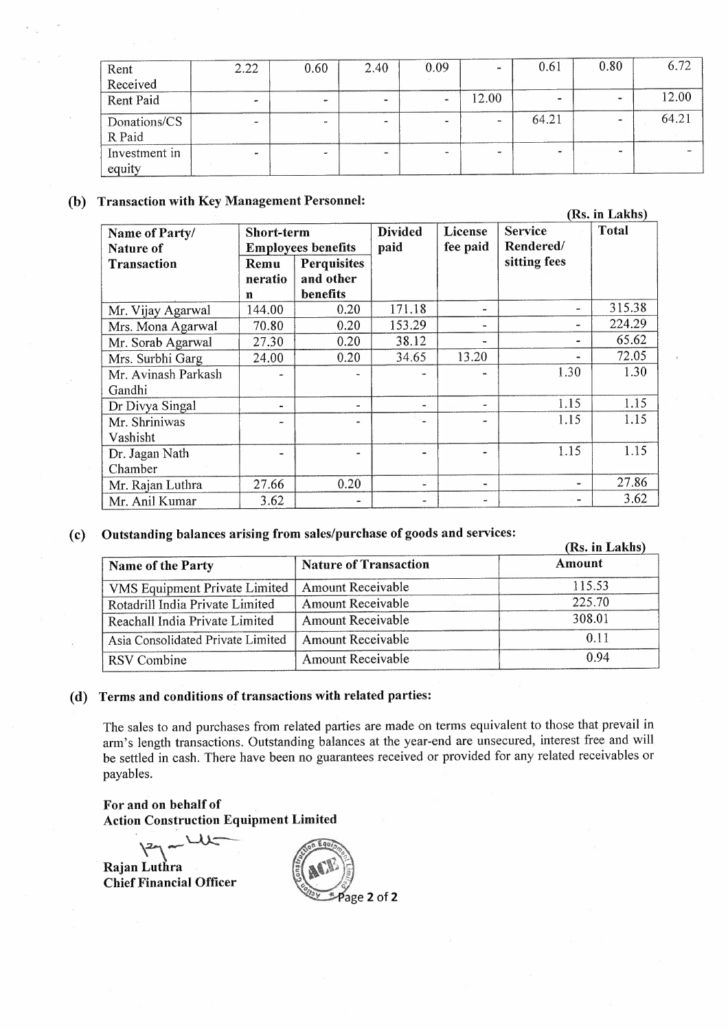| | | | | | | | | |
|---|---|---|---|---|---|---|---|---|
| Rent Received | 2.22 | 0.60 | 2.40 | 0.09 | - | 0.61 | 0.80 | 6.72 |
| Rent Paid | - | - | - | - | 12.00 | - | - | 12.00 |
| Donations/CSR Paid | - | - | - | - | - | 64.21 | - | 64.21 |
| Investment in equity | - | - | - | - | - | - | - | - |

**(b) Transaction with Key Management Personnel:**

(Rs. in Lakhs)

| Name of Party/ Nature of Transaction | Short-term Employees benefits | | Divided paid | License fee paid | Service Rendered/ sitting fees | Total |
|---|---|---|---|---|---|---|
| | Remuneration | Perquisites and other benefits | | | | |
| Mr. Vijay Agarwal | 144.00 | 0.20 | 171.18 | - | - | 315.38 |
| Mrs. Mona Agarwal | 70.80 | 0.20 | 153.29 | - | - | 224.29 |
| Mr. Sorab Agarwal | 27.30 | 0.20 | 38.12 | - | - | 65.62 |
| Mrs. Surbhi Garg | 24.00 | 0.20 | 34.65 | 13.20 | - | 72.05 |
| Mr. Avinash Parkash Gandhi | - | - | - | - | 1.30 | 1.30 |
| Dr Divya Singal | - | - | - | - | 1.15 | 1.15 |
| Mr. Shriniwas Vashisht | - | - | - | - | 1.15 | 1.15 |
| Dr. Jagan Nath Chamber | - | - | - | - | 1.15 | 1.15 |
| Mr. Rajan Luthra | 27.66 | 0.20 | - | - | - | 27.86 |
| Mr. Anil Kumar | 3.62 | - | - | - | - | 3.62 |

**(c) Outstanding balances arising from sales/purchase of goods and services:**

(Rs. in Lakhs)

| Name of the Party | Nature of Transaction | Amount |
|---|---|---|
| VMS Equipment Private Limited | Amount Receivable | 115.53 |
| Rotadrill India Private Limited | Amount Receivable | 225.70 |
| Reachall India Private Limited | Amount Receivable | 308.01 |
| Asia Consolidated Private Limited | Amount Receivable | 0.11 |
| RSV Combine | Amount Receivable | 0.94 |

**(d) Terms and conditions of transactions with related parties:**

The sales to and purchases from related parties are made on terms equivalent to those that prevail in arm's length transactions. Outstanding balances at the year-end are unsecured, interest free and will be settled in cash. There have been no guarantees received or provided for any related receivables or payables.

**For and on behalf of**
**Action Construction Equipment Limited**

**Rajan Luthra**
**Chief Financial Officer**